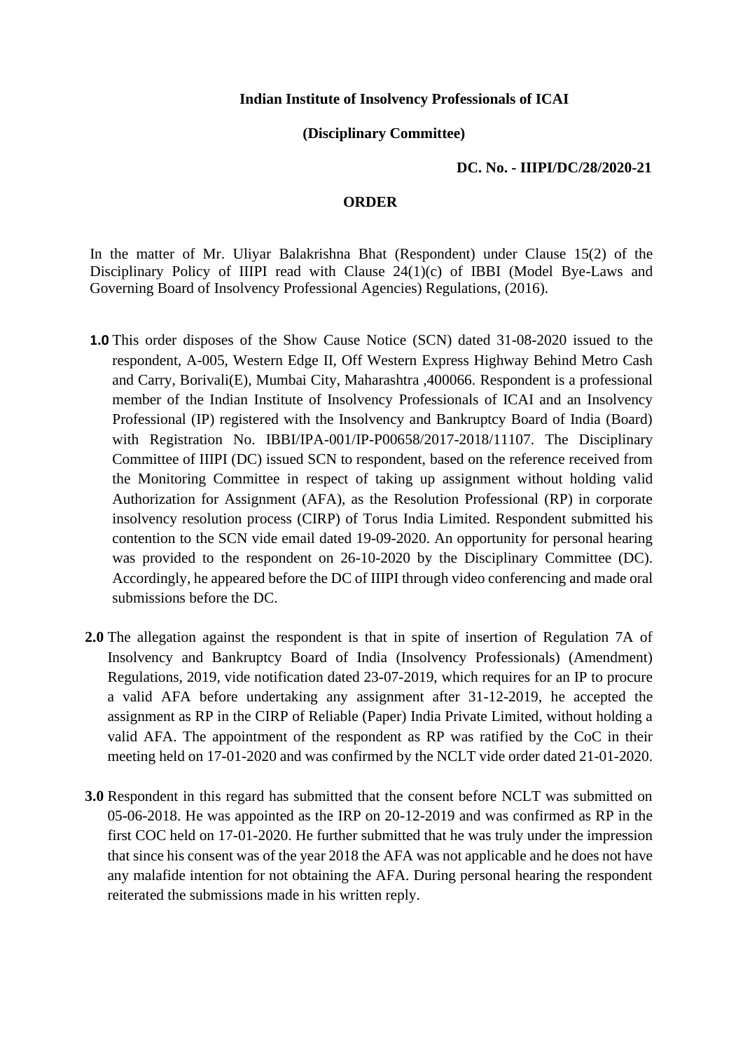**Indian Institute of Insolvency Professionals of ICAI**

**(Disciplinary Committee)**

**DC. No. - IIIPI/DC/28/2020-21**

**ORDER**

In the matter of Mr. Uliyar Balakrishna Bhat (Respondent) under Clause 15(2) of the Disciplinary Policy of IIIPI read with Clause 24(1)(c) of IBBI (Model Bye-Laws and Governing Board of Insolvency Professional Agencies) Regulations, (2016).

**1.0** This order disposes of the Show Cause Notice (SCN) dated 31-08-2020 issued to the respondent, A-005, Western Edge II, Off Western Express Highway Behind Metro Cash and Carry, Borivali(E), Mumbai City, Maharashtra ,400066. Respondent is a professional member of the Indian Institute of Insolvency Professionals of ICAI and an Insolvency Professional (IP) registered with the Insolvency and Bankruptcy Board of India (Board) with Registration No. IBBI/IPA-001/IP-P00658/2017-2018/11107. The Disciplinary Committee of IIIPI (DC) issued SCN to respondent, based on the reference received from the Monitoring Committee in respect of taking up assignment without holding valid Authorization for Assignment (AFA), as the Resolution Professional (RP) in corporate insolvency resolution process (CIRP) of Torus India Limited. Respondent submitted his contention to the SCN vide email dated 19-09-2020. An opportunity for personal hearing was provided to the respondent on 26-10-2020 by the Disciplinary Committee (DC). Accordingly, he appeared before the DC of IIIPI through video conferencing and made oral submissions before the DC.

**2.0** The allegation against the respondent is that in spite of insertion of Regulation 7A of Insolvency and Bankruptcy Board of India (Insolvency Professionals) (Amendment) Regulations, 2019, vide notification dated 23-07-2019, which requires for an IP to procure a valid AFA before undertaking any assignment after 31-12-2019, he accepted the assignment as RP in the CIRP of Reliable (Paper) India Private Limited, without holding a valid AFA. The appointment of the respondent as RP was ratified by the CoC in their meeting held on 17-01-2020 and was confirmed by the NCLT vide order dated 21-01-2020.

**3.0** Respondent in this regard has submitted that the consent before NCLT was submitted on 05-06-2018. He was appointed as the IRP on 20-12-2019 and was confirmed as RP in the first COC held on 17-01-2020. He further submitted that he was truly under the impression that since his consent was of the year 2018 the AFA was not applicable and he does not have any malafide intention for not obtaining the AFA. During personal hearing the respondent reiterated the submissions made in his written reply.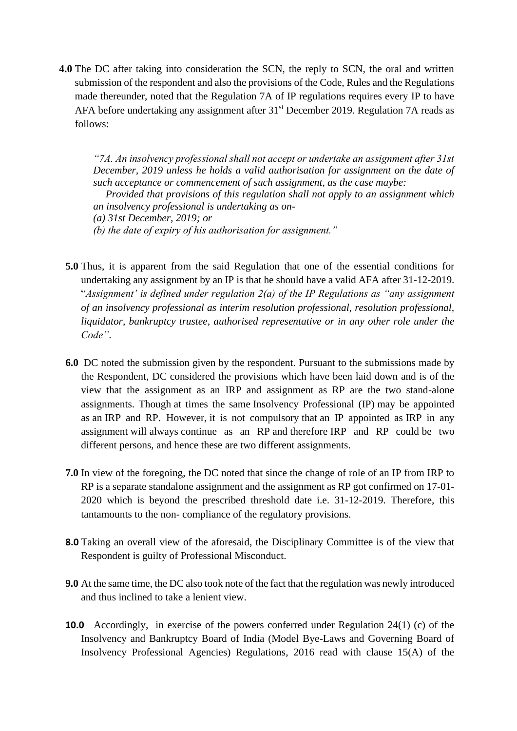**4.0** The DC after taking into consideration the SCN, the reply to SCN, the oral and written submission of the respondent and also the provisions of the Code, Rules and the Regulations made thereunder, noted that the Regulation 7A of IP regulations requires every IP to have AFA before undertaking any assignment after 31st December 2019. Regulation 7A reads as follows:

> *"7A. An insolvency professional shall not accept or undertake an assignment after 31st December, 2019 unless he holds a valid authorisation for assignment on the date of such acceptance or commencement of such assignment, as the case maybe:*
>
> *Provided that provisions of this regulation shall not apply to an assignment which an insolvency professional is undertaking as on-*
>
> *(a) 31st December, 2019; or*
>
> *(b) the date of expiry of his authorisation for assignment."*

**5.0** Thus, it is apparent from the said Regulation that one of the essential conditions for undertaking any assignment by an IP is that he should have a valid AFA after 31-12-2019. "*Assignment' is defined under regulation 2(a) of the IP Regulations as "any assignment of an insolvency professional as interim resolution professional, resolution professional, liquidator, bankruptcy trustee, authorised representative or in any other role under the Code"*.

**6.0** DC noted the submission given by the respondent. Pursuant to the submissions made by the Respondent, DC considered the provisions which have been laid down and is of the view that the assignment as an IRP and assignment as RP are the two stand-alone assignments. Though at times the same Insolvency Professional (IP) may be appointed as an IRP and RP. However, it is not compulsory that an IP appointed as IRP in any assignment will always continue as an RP and therefore IRP and RP could be two different persons, and hence these are two different assignments.

**7.0** In view of the foregoing, the DC noted that since the change of role of an IP from IRP to RP is a separate standalone assignment and the assignment as RP got confirmed on 17-01-2020 which is beyond the prescribed threshold date i.e. 31-12-2019. Therefore, this tantamounts to the non- compliance of the regulatory provisions.

**8.0** Taking an overall view of the aforesaid, the Disciplinary Committee is of the view that Respondent is guilty of Professional Misconduct.

**9.0** At the same time, the DC also took note of the fact that the regulation was newly introduced and thus inclined to take a lenient view.

**10.0** Accordingly, in exercise of the powers conferred under Regulation 24(1) (c) of the Insolvency and Bankruptcy Board of India (Model Bye-Laws and Governing Board of Insolvency Professional Agencies) Regulations, 2016 read with clause 15(A) of the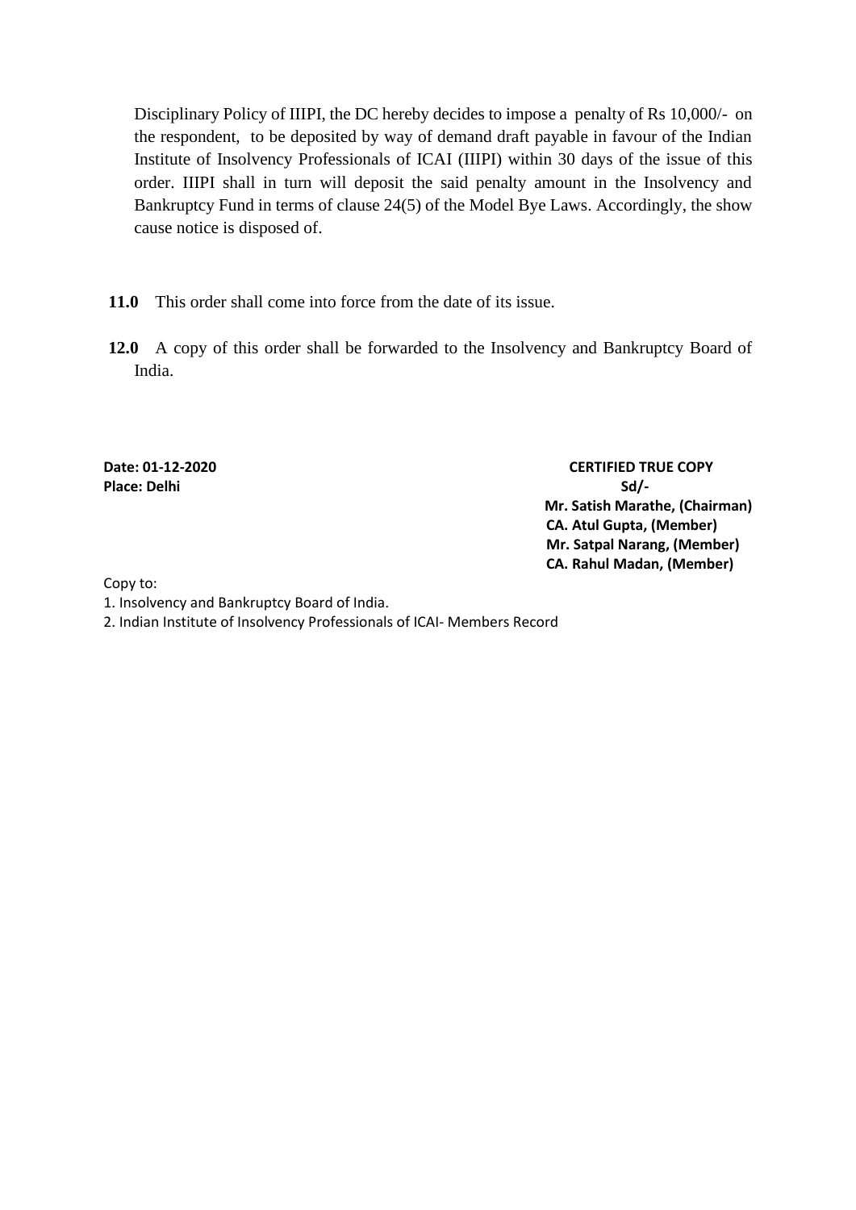Disciplinary Policy of IIIPI, the DC hereby decides to impose a penalty of Rs 10,000/- on the respondent, to be deposited by way of demand draft payable in favour of the Indian Institute of Insolvency Professionals of ICAI (IIIPI) within 30 days of the issue of this order. IIIPI shall in turn will deposit the said penalty amount in the Insolvency and Bankruptcy Fund in terms of clause 24(5) of the Model Bye Laws. Accordingly, the show cause notice is disposed of.

**11.0** This order shall come into force from the date of its issue.

**12.0** A copy of this order shall be forwarded to the Insolvency and Bankruptcy Board of India.

**Date: 01-12-2020**
**Place: Delhi**

**CERTIFIED TRUE COPY**
**Sd/-**
**Mr. Satish Marathe, (Chairman)**
**CA. Atul Gupta, (Member)**
**Mr. Satpal Narang, (Member)**
**CA. Rahul Madan, (Member)**

Copy to:

1. Insolvency and Bankruptcy Board of India.
2. Indian Institute of Insolvency Professionals of ICAI- Members Record